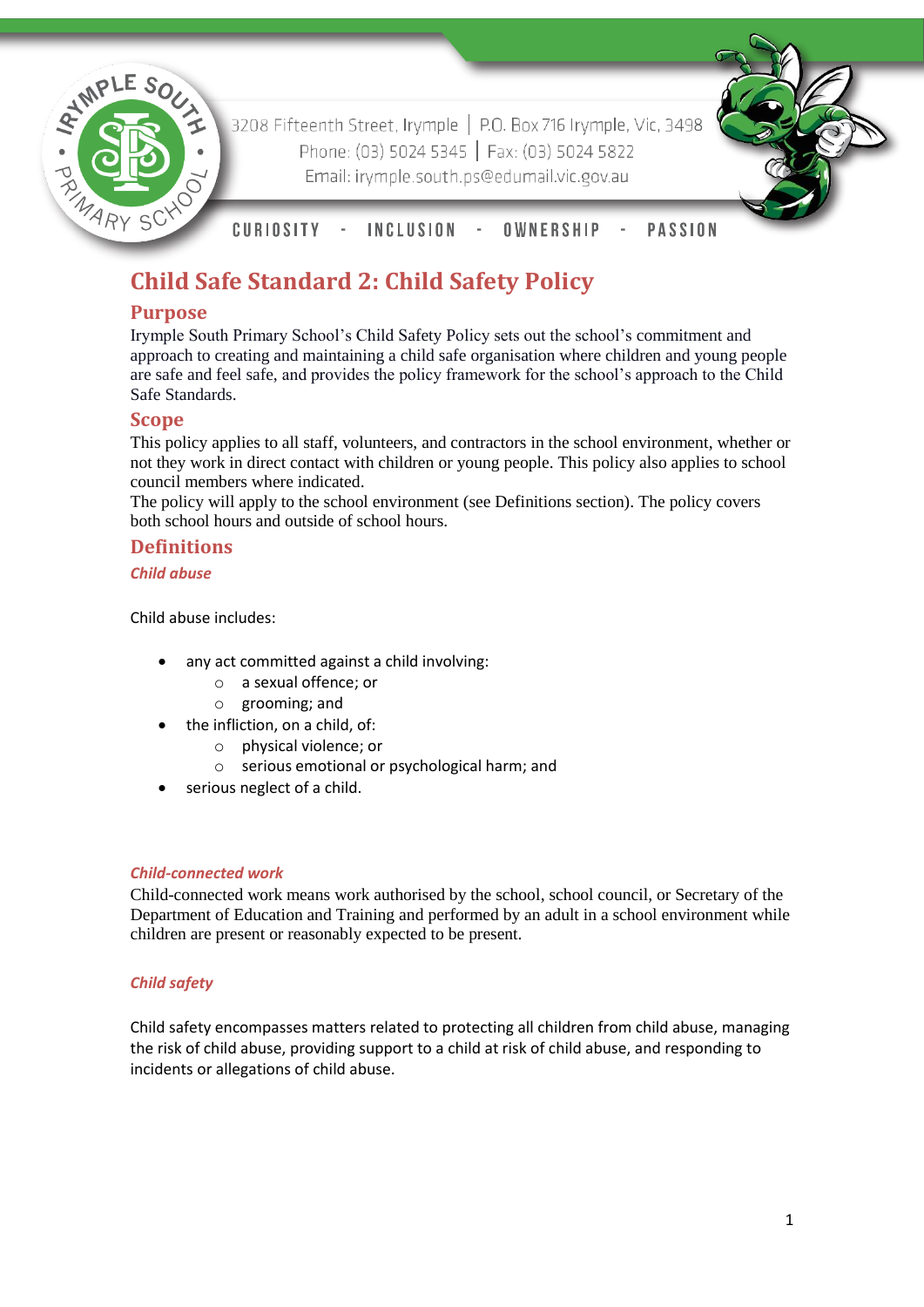3208 Fifteenth Street, Irymple | P.O. Box 716 Irymple, Vic, 3498
Phone: (03) 5024 5345 | Fax: (03) 5024 5822
Email: irymple.south.ps@edumail.vic.gov.au

CURIOSITY - INCLUSION - OWNERSHIP - PASSION

# Child Safe Standard 2: Child Safety Policy

## Purpose

Irymple South Primary School's Child Safety Policy sets out the school's commitment and approach to creating and maintaining a child safe organisation where children and young people are safe and feel safe, and provides the policy framework for the school's approach to the Child Safe Standards.

## Scope

This policy applies to all staff, volunteers, and contractors in the school environment, whether or not they work in direct contact with children or young people. This policy also applies to school council members where indicated.

The policy will apply to the school environment (see Definitions section). The policy covers both school hours and outside of school hours.

## Definitions

### *Child abuse*

Child abuse includes:

- any act committed against a child involving:
  - a sexual offence; or
  - grooming; and
- the infliction, on a child, of:
  - physical violence; or
  - serious emotional or psychological harm; and
- serious neglect of a child.

### *Child-connected work*

Child-connected work means work authorised by the school, school council, or Secretary of the Department of Education and Training and performed by an adult in a school environment while children are present or reasonably expected to be present.

### *Child safety*

Child safety encompasses matters related to protecting all children from child abuse, managing the risk of child abuse, providing support to a child at risk of child abuse, and responding to incidents or allegations of child abuse.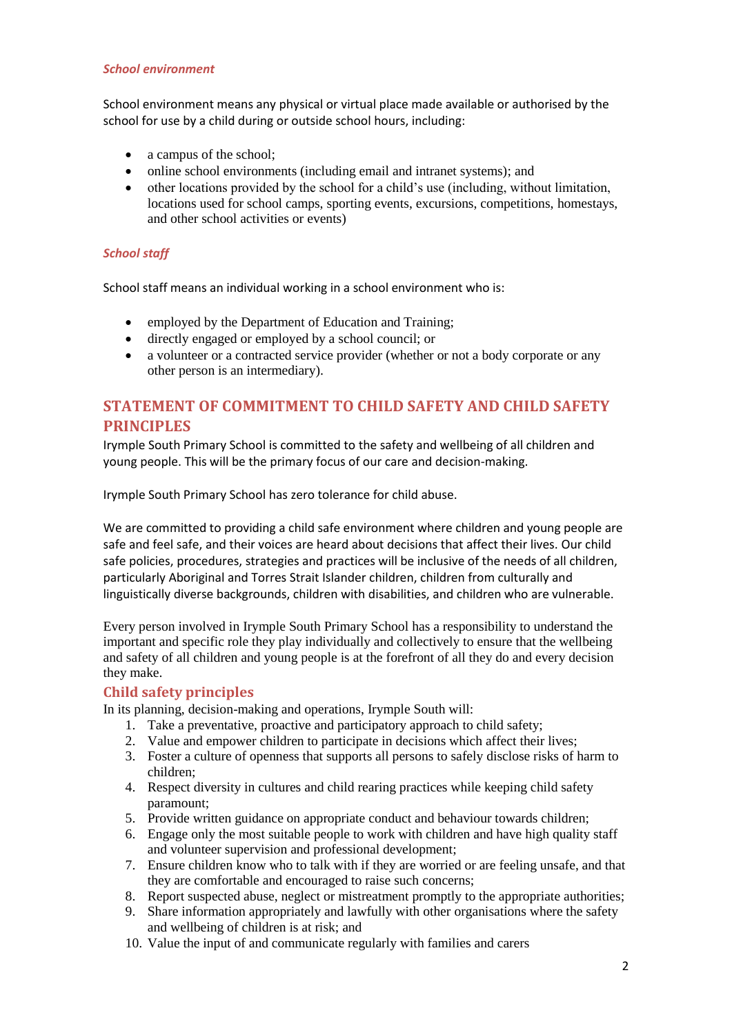#### *School environment*

School environment means any physical or virtual place made available or authorised by the school for use by a child during or outside school hours, including:

- a campus of the school;
- online school environments (including email and intranet systems); and
- other locations provided by the school for a child's use (including, without limitation, locations used for school camps, sporting events, excursions, competitions, homestays, and other school activities or events)

#### *School staff*

School staff means an individual working in a school environment who is:

- employed by the Department of Education and Training;
- directly engaged or employed by a school council; or
- a volunteer or a contracted service provider (whether or not a body corporate or any other person is an intermediary).

## STATEMENT OF COMMITMENT TO CHILD SAFETY AND CHILD SAFETY PRINCIPLES

Irymple South Primary School is committed to the safety and wellbeing of all children and young people. This will be the primary focus of our care and decision-making.

Irymple South Primary School has zero tolerance for child abuse.

We are committed to providing a child safe environment where children and young people are safe and feel safe, and their voices are heard about decisions that affect their lives. Our child safe policies, procedures, strategies and practices will be inclusive of the needs of all children, particularly Aboriginal and Torres Strait Islander children, children from culturally and linguistically diverse backgrounds, children with disabilities, and children who are vulnerable.

Every person involved in Irymple South Primary School has a responsibility to understand the important and specific role they play individually and collectively to ensure that the wellbeing and safety of all children and young people is at the forefront of all they do and every decision they make.

### Child safety principles

In its planning, decision-making and operations, Irymple South will:

1. Take a preventative, proactive and participatory approach to child safety;
2. Value and empower children to participate in decisions which affect their lives;
3. Foster a culture of openness that supports all persons to safely disclose risks of harm to children;
4. Respect diversity in cultures and child rearing practices while keeping child safety paramount;
5. Provide written guidance on appropriate conduct and behaviour towards children;
6. Engage only the most suitable people to work with children and have high quality staff and volunteer supervision and professional development;
7. Ensure children know who to talk with if they are worried or are feeling unsafe, and that they are comfortable and encouraged to raise such concerns;
8. Report suspected abuse, neglect or mistreatment promptly to the appropriate authorities;
9. Share information appropriately and lawfully with other organisations where the safety and wellbeing of children is at risk; and
10. Value the input of and communicate regularly with families and carers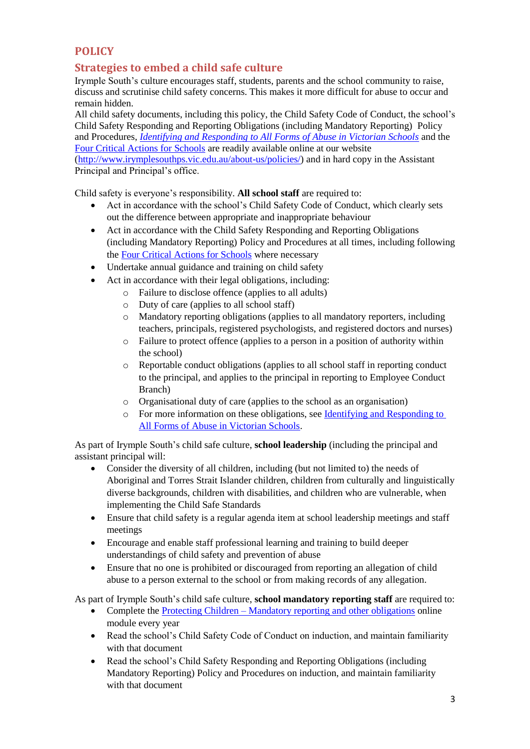# POLICY

## Strategies to embed a child safe culture

Irymple South's culture encourages staff, students, parents and the school community to raise, discuss and scrutinise child safety concerns. This makes it more difficult for abuse to occur and remain hidden.

All child safety documents, including this policy, the Child Safety Code of Conduct, the school's Child Safety Responding and Reporting Obligations (including Mandatory Reporting) Policy and Procedures, *Identifying and Responding to All Forms of Abuse in Victorian Schools* and the Four Critical Actions for Schools are readily available online at our website (http://www.irymplesouthps.vic.edu.au/about-us/policies/) and in hard copy in the Assistant Principal and Principal's office.

Child safety is everyone's responsibility. **All school staff** are required to:

- Act in accordance with the school's Child Safety Code of Conduct, which clearly sets out the difference between appropriate and inappropriate behaviour
- Act in accordance with the Child Safety Responding and Reporting Obligations (including Mandatory Reporting) Policy and Procedures at all times, including following the Four Critical Actions for Schools where necessary
- Undertake annual guidance and training on child safety
- Act in accordance with their legal obligations, including:
  - Failure to disclose offence (applies to all adults)
  - Duty of care (applies to all school staff)
  - Mandatory reporting obligations (applies to all mandatory reporters, including teachers, principals, registered psychologists, and registered doctors and nurses)
  - Failure to protect offence (applies to a person in a position of authority within the school)
  - Reportable conduct obligations (applies to all school staff in reporting conduct to the principal, and applies to the principal in reporting to Employee Conduct Branch)
  - Organisational duty of care (applies to the school as an organisation)
  - For more information on these obligations, see Identifying and Responding to All Forms of Abuse in Victorian Schools.

As part of Irymple South's child safe culture, **school leadership** (including the principal and assistant principal will:

- Consider the diversity of all children, including (but not limited to) the needs of Aboriginal and Torres Strait Islander children, children from culturally and linguistically diverse backgrounds, children with disabilities, and children who are vulnerable, when implementing the Child Safe Standards
- Ensure that child safety is a regular agenda item at school leadership meetings and staff meetings
- Encourage and enable staff professional learning and training to build deeper understandings of child safety and prevention of abuse
- Ensure that no one is prohibited or discouraged from reporting an allegation of child abuse to a person external to the school or from making records of any allegation.

As part of Irymple South's child safe culture, **school mandatory reporting staff** are required to:

- Complete the Protecting Children – Mandatory reporting and other obligations online module every year
- Read the school's Child Safety Code of Conduct on induction, and maintain familiarity with that document
- Read the school's Child Safety Responding and Reporting Obligations (including Mandatory Reporting) Policy and Procedures on induction, and maintain familiarity with that document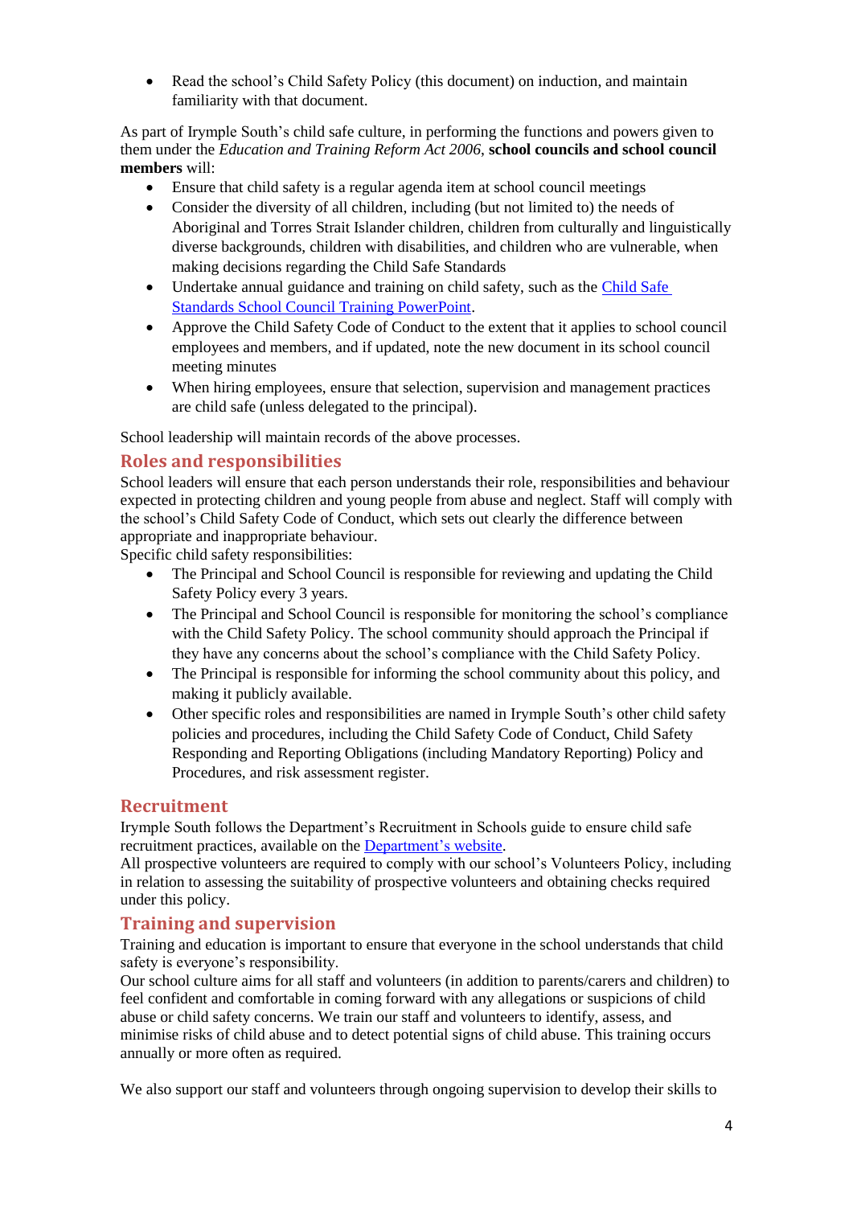- Read the school's Child Safety Policy (this document) on induction, and maintain familiarity with that document.

As part of Irymple South's child safe culture, in performing the functions and powers given to them under the *Education and Training Reform Act 2006*, **school councils and school council members** will:

- Ensure that child safety is a regular agenda item at school council meetings
- Consider the diversity of all children, including (but not limited to) the needs of Aboriginal and Torres Strait Islander children, children from culturally and linguistically diverse backgrounds, children with disabilities, and children who are vulnerable, when making decisions regarding the Child Safe Standards
- Undertake annual guidance and training on child safety, such as the [Child Safe Standards School Council Training PowerPoint]().
- Approve the Child Safety Code of Conduct to the extent that it applies to school council employees and members, and if updated, note the new document in its school council meeting minutes
- When hiring employees, ensure that selection, supervision and management practices are child safe (unless delegated to the principal).

School leadership will maintain records of the above processes.

## Roles and responsibilities

School leaders will ensure that each person understands their role, responsibilities and behaviour expected in protecting children and young people from abuse and neglect. Staff will comply with the school's Child Safety Code of Conduct, which sets out clearly the difference between appropriate and inappropriate behaviour.

Specific child safety responsibilities:

- The Principal and School Council is responsible for reviewing and updating the Child Safety Policy every 3 years.
- The Principal and School Council is responsible for monitoring the school's compliance with the Child Safety Policy. The school community should approach the Principal if they have any concerns about the school's compliance with the Child Safety Policy.
- The Principal is responsible for informing the school community about this policy, and making it publicly available.
- Other specific roles and responsibilities are named in Irymple South's other child safety policies and procedures, including the Child Safety Code of Conduct, Child Safety Responding and Reporting Obligations (including Mandatory Reporting) Policy and Procedures, and risk assessment register.

## Recruitment

Irymple South follows the Department's Recruitment in Schools guide to ensure child safe recruitment practices, available on the [Department's website]().

All prospective volunteers are required to comply with our school's Volunteers Policy, including in relation to assessing the suitability of prospective volunteers and obtaining checks required under this policy.

## Training and supervision

Training and education is important to ensure that everyone in the school understands that child safety is everyone's responsibility.

Our school culture aims for all staff and volunteers (in addition to parents/carers and children) to feel confident and comfortable in coming forward with any allegations or suspicions of child abuse or child safety concerns. We train our staff and volunteers to identify, assess, and minimise risks of child abuse and to detect potential signs of child abuse. This training occurs annually or more often as required.

We also support our staff and volunteers through ongoing supervision to develop their skills to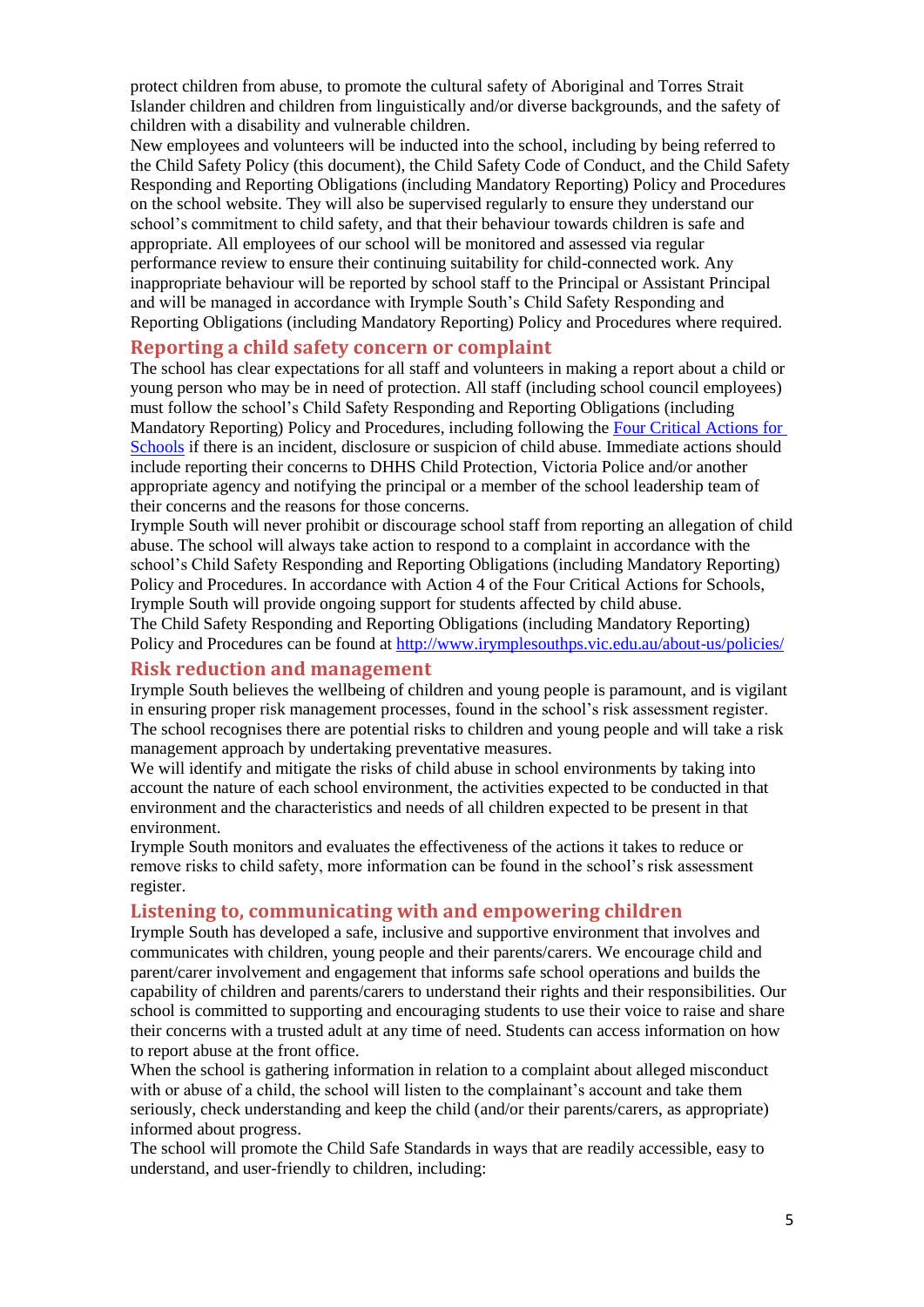protect children from abuse, to promote the cultural safety of Aboriginal and Torres Strait Islander children and children from linguistically and/or diverse backgrounds, and the safety of children with a disability and vulnerable children.

New employees and volunteers will be inducted into the school, including by being referred to the Child Safety Policy (this document), the Child Safety Code of Conduct, and the Child Safety Responding and Reporting Obligations (including Mandatory Reporting) Policy and Procedures on the school website. They will also be supervised regularly to ensure they understand our school's commitment to child safety, and that their behaviour towards children is safe and appropriate. All employees of our school will be monitored and assessed via regular performance review to ensure their continuing suitability for child-connected work. Any inappropriate behaviour will be reported by school staff to the Principal or Assistant Principal and will be managed in accordance with Irymple South's Child Safety Responding and Reporting Obligations (including Mandatory Reporting) Policy and Procedures where required.

## Reporting a child safety concern or complaint

The school has clear expectations for all staff and volunteers in making a report about a child or young person who may be in need of protection. All staff (including school council employees) must follow the school's Child Safety Responding and Reporting Obligations (including Mandatory Reporting) Policy and Procedures, including following the [Four Critical Actions for Schools](Four Critical Actions for Schools) if there is an incident, disclosure or suspicion of child abuse. Immediate actions should include reporting their concerns to DHHS Child Protection, Victoria Police and/or another appropriate agency and notifying the principal or a member of the school leadership team of their concerns and the reasons for those concerns.

Irymple South will never prohibit or discourage school staff from reporting an allegation of child abuse. The school will always take action to respond to a complaint in accordance with the school's Child Safety Responding and Reporting Obligations (including Mandatory Reporting) Policy and Procedures. In accordance with Action 4 of the Four Critical Actions for Schools, Irymple South will provide ongoing support for students affected by child abuse.

The Child Safety Responding and Reporting Obligations (including Mandatory Reporting) Policy and Procedures can be found at http://www.irymplesouthps.vic.edu.au/about-us/policies/

## Risk reduction and management

Irymple South believes the wellbeing of children and young people is paramount, and is vigilant in ensuring proper risk management processes, found in the school's risk assessment register. The school recognises there are potential risks to children and young people and will take a risk management approach by undertaking preventative measures.

We will identify and mitigate the risks of child abuse in school environments by taking into account the nature of each school environment, the activities expected to be conducted in that environment and the characteristics and needs of all children expected to be present in that environment.

Irymple South monitors and evaluates the effectiveness of the actions it takes to reduce or remove risks to child safety, more information can be found in the school's risk assessment register.

## Listening to, communicating with and empowering children

Irymple South has developed a safe, inclusive and supportive environment that involves and communicates with children, young people and their parents/carers. We encourage child and parent/carer involvement and engagement that informs safe school operations and builds the capability of children and parents/carers to understand their rights and their responsibilities. Our school is committed to supporting and encouraging students to use their voice to raise and share their concerns with a trusted adult at any time of need. Students can access information on how to report abuse at the front office.

When the school is gathering information in relation to a complaint about alleged misconduct with or abuse of a child, the school will listen to the complainant's account and take them seriously, check understanding and keep the child (and/or their parents/carers, as appropriate) informed about progress.

The school will promote the Child Safe Standards in ways that are readily accessible, easy to understand, and user-friendly to children, including: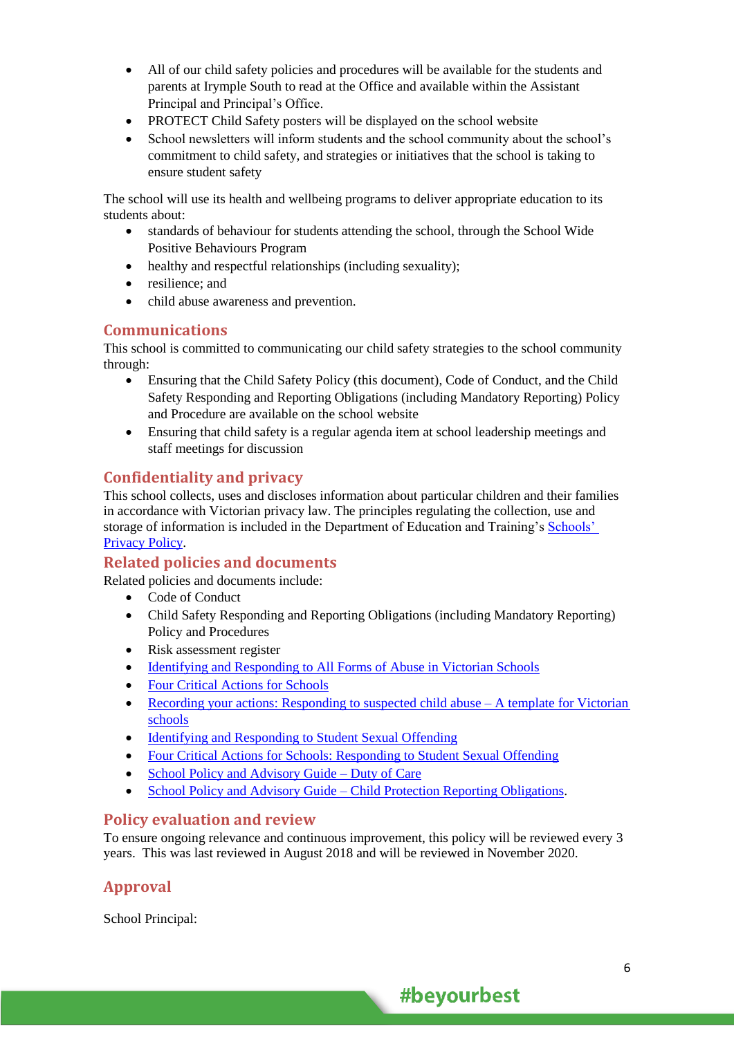- All of our child safety policies and procedures will be available for the students and parents at Irymple South to read at the Office and available within the Assistant Principal and Principal's Office.
- PROTECT Child Safety posters will be displayed on the school website
- School newsletters will inform students and the school community about the school's commitment to child safety, and strategies or initiatives that the school is taking to ensure student safety

The school will use its health and wellbeing programs to deliver appropriate education to its students about:

- standards of behaviour for students attending the school, through the School Wide Positive Behaviours Program
- healthy and respectful relationships (including sexuality);
- resilience; and
- child abuse awareness and prevention.

## Communications

This school is committed to communicating our child safety strategies to the school community through:

- Ensuring that the Child Safety Policy (this document), Code of Conduct, and the Child Safety Responding and Reporting Obligations (including Mandatory Reporting) Policy and Procedure are available on the school website
- Ensuring that child safety is a regular agenda item at school leadership meetings and staff meetings for discussion

## Confidentiality and privacy

This school collects, uses and discloses information about particular children and their families in accordance with Victorian privacy law. The principles regulating the collection, use and storage of information is included in the Department of Education and Training's Schools' Privacy Policy.

## Related policies and documents

Related policies and documents include:

- Code of Conduct
- Child Safety Responding and Reporting Obligations (including Mandatory Reporting) Policy and Procedures
- Risk assessment register
- Identifying and Responding to All Forms of Abuse in Victorian Schools
- Four Critical Actions for Schools
- Recording your actions: Responding to suspected child abuse – A template for Victorian schools
- Identifying and Responding to Student Sexual Offending
- Four Critical Actions for Schools: Responding to Student Sexual Offending
- School Policy and Advisory Guide – Duty of Care
- School Policy and Advisory Guide – Child Protection Reporting Obligations.

## Policy evaluation and review

To ensure ongoing relevance and continuous improvement, this policy will be reviewed every 3 years. This was last reviewed in August 2018 and will be reviewed in November 2020.

## Approval

School Principal: